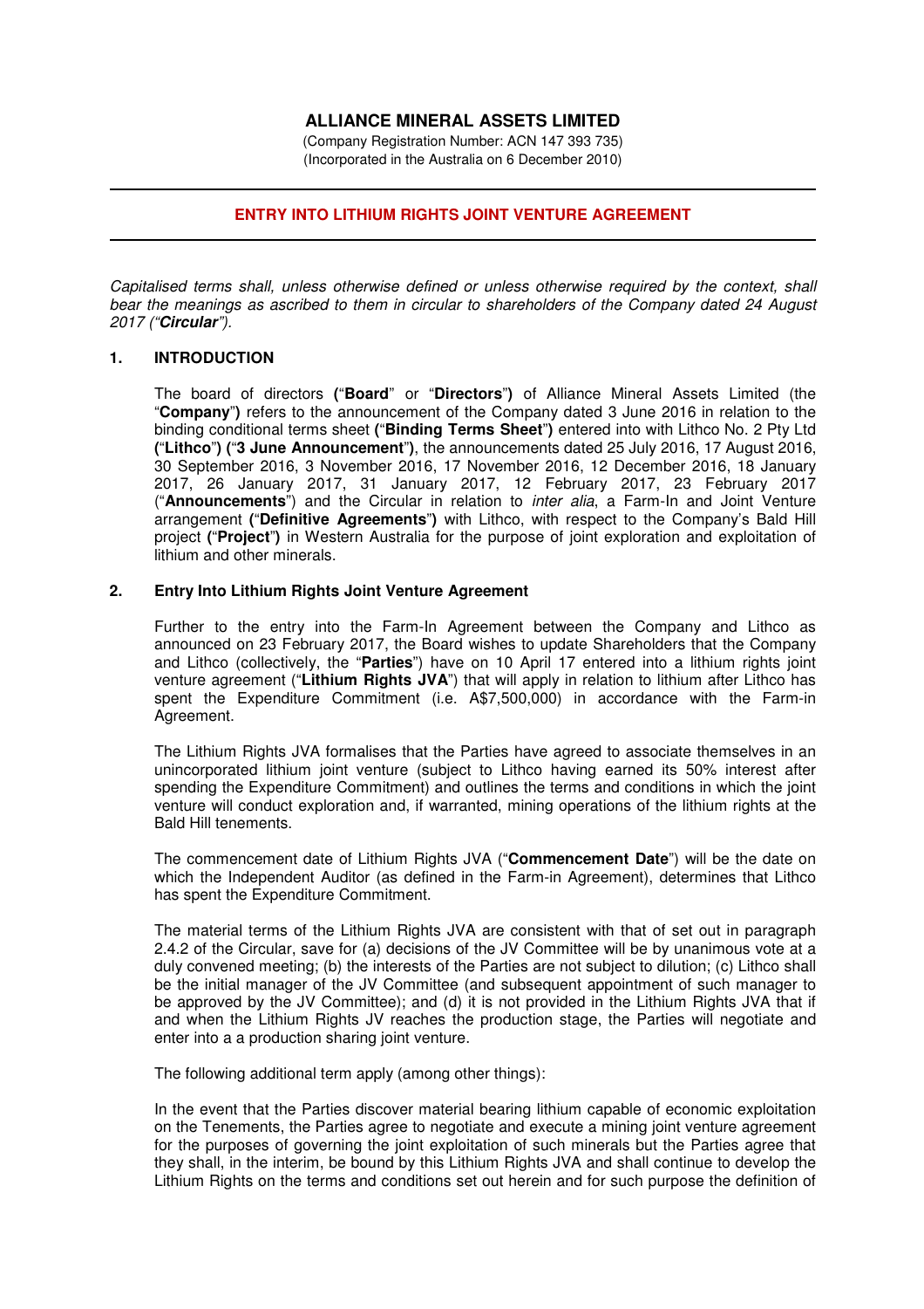# ALLIANCE MINERAL ASSETS LIMITED

(Company Registration Number: ACN 147 393 735)
(Incorporated in the Australia on 6 December 2010)

---

## ENTRY INTO LITHIUM RIGHTS JOINT VENTURE AGREEMENT

---

*Capitalised terms shall, unless otherwise defined or unless otherwise required by the context, shall bear the meanings as ascribed to them in circular to shareholders of the Company dated 24 August 2017 ("**Circular**").*

### 1. INTRODUCTION

The board of directors (**"Board"** or **"Directors"**) of Alliance Mineral Assets Limited (the "**Company**") refers to the announcement of the Company dated 3 June 2016 in relation to the binding conditional terms sheet (**"Binding Terms Sheet"**) entered into with Lithco No. 2 Pty Ltd (**"Lithco"**) (**"3 June Announcement"**), the announcements dated 25 July 2016, 17 August 2016, 30 September 2016, 3 November 2016, 17 November 2016, 12 December 2016, 18 January 2017, 26 January 2017, 31 January 2017, 12 February 2017, 23 February 2017 ("**Announcements**") and the Circular in relation to *inter alia*, a Farm-In and Joint Venture arrangement (**"Definitive Agreements"**) with Lithco, with respect to the Company's Bald Hill project (**"Project"**) in Western Australia for the purpose of joint exploration and exploitation of lithium and other minerals.

### 2. Entry Into Lithium Rights Joint Venture Agreement

Further to the entry into the Farm-In Agreement between the Company and Lithco as announced on 23 February 2017, the Board wishes to update Shareholders that the Company and Lithco (collectively, the "**Parties**") have on 10 April 17 entered into a lithium rights joint venture agreement ("**Lithium Rights JVA**") that will apply in relation to lithium after Lithco has spent the Expenditure Commitment (i.e. A$7,500,000) in accordance with the Farm-in Agreement.

The Lithium Rights JVA formalises that the Parties have agreed to associate themselves in an unincorporated lithium joint venture (subject to Lithco having earned its 50% interest after spending the Expenditure Commitment) and outlines the terms and conditions in which the joint venture will conduct exploration and, if warranted, mining operations of the lithium rights at the Bald Hill tenements.

The commencement date of Lithium Rights JVA ("**Commencement Date**") will be the date on which the Independent Auditor (as defined in the Farm-in Agreement), determines that Lithco has spent the Expenditure Commitment.

The material terms of the Lithium Rights JVA are consistent with that of set out in paragraph 2.4.2 of the Circular, save for (a) decisions of the JV Committee will be by unanimous vote at a duly convened meeting; (b) the interests of the Parties are not subject to dilution; (c) Lithco shall be the initial manager of the JV Committee (and subsequent appointment of such manager to be approved by the JV Committee); and (d) it is not provided in the Lithium Rights JVA that if and when the Lithium Rights JV reaches the production stage, the Parties will negotiate and enter into a a production sharing joint venture.

The following additional term apply (among other things):

In the event that the Parties discover material bearing lithium capable of economic exploitation on the Tenements, the Parties agree to negotiate and execute a mining joint venture agreement for the purposes of governing the joint exploitation of such minerals but the Parties agree that they shall, in the interim, be bound by this Lithium Rights JVA and shall continue to develop the Lithium Rights on the terms and conditions set out herein and for such purpose the definition of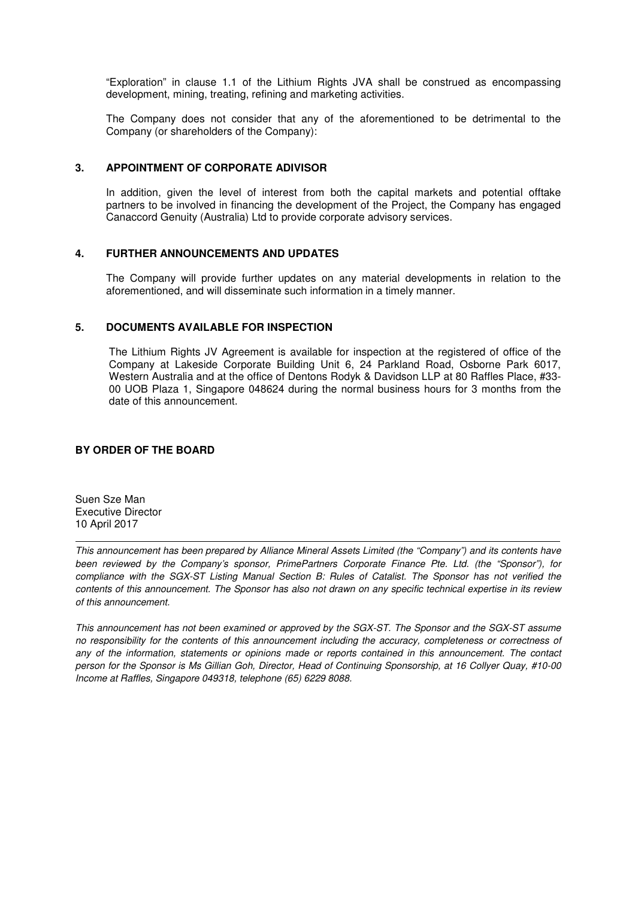"Exploration" in clause 1.1 of the Lithium Rights JVA shall be construed as encompassing development, mining, treating, refining and marketing activities.

The Company does not consider that any of the aforementioned to be detrimental to the Company (or shareholders of the Company):

## 3. APPOINTMENT OF CORPORATE ADIVISOR

In addition, given the level of interest from both the capital markets and potential offtake partners to be involved in financing the development of the Project, the Company has engaged Canaccord Genuity (Australia) Ltd to provide corporate advisory services.

## 4. FURTHER ANNOUNCEMENTS AND UPDATES

The Company will provide further updates on any material developments in relation to the aforementioned, and will disseminate such information in a timely manner.

## 5. DOCUMENTS AVAILABLE FOR INSPECTION

The Lithium Rights JV Agreement is available for inspection at the registered of office of the Company at Lakeside Corporate Building Unit 6, 24 Parkland Road, Osborne Park 6017, Western Australia and at the office of Dentons Rodyk & Davidson LLP at 80 Raffles Place, #33-00 UOB Plaza 1, Singapore 048624 during the normal business hours for 3 months from the date of this announcement.

**BY ORDER OF THE BOARD**

Suen Sze Man
Executive Director
10 April 2017

---

*This announcement has been prepared by Alliance Mineral Assets Limited (the "Company") and its contents have been reviewed by the Company's sponsor, PrimePartners Corporate Finance Pte. Ltd. (the "Sponsor"), for compliance with the SGX-ST Listing Manual Section B: Rules of Catalist. The Sponsor has not verified the contents of this announcement. The Sponsor has also not drawn on any specific technical expertise in its review of this announcement.*

*This announcement has not been examined or approved by the SGX-ST. The Sponsor and the SGX-ST assume no responsibility for the contents of this announcement including the accuracy, completeness or correctness of any of the information, statements or opinions made or reports contained in this announcement. The contact person for the Sponsor is Ms Gillian Goh, Director, Head of Continuing Sponsorship, at 16 Collyer Quay, #10-00 Income at Raffles, Singapore 049318, telephone (65) 6229 8088.*